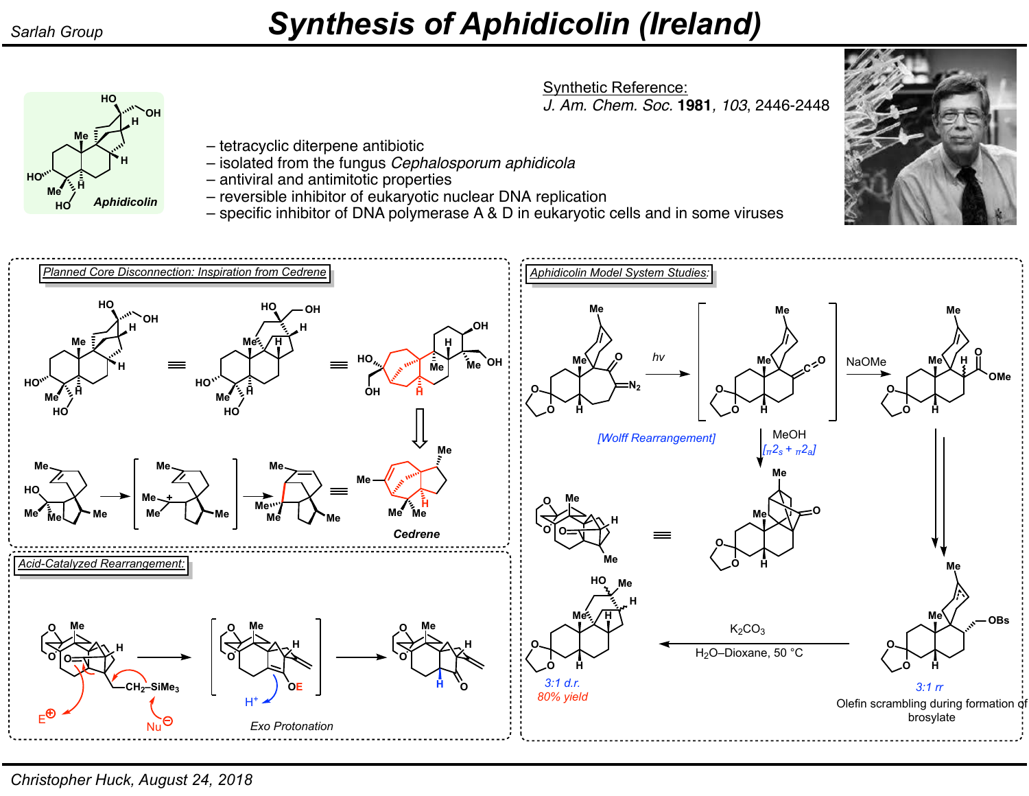# Synthesis of Aphidicolin (Ireland)

Sarlah Group

Aphidicolin

Synthetic Reference:
*J. Am. Chem. Soc.* **1981**, *103*, 2446-2448

– tetracyclic diterpene antibiotic
– isolated from the fungus *Cephalosporum aphidicola*
– antiviral and antimitotic properties
– reversible inhibitor of eukaryotic nuclear DNA replication
– specific inhibitor of DNA polymerase A & D in eukaryotic cells and in some viruses

## Planned Core Disconnection: Inspiration from Cedrene

Cedrene

## Acid-Catalyzed Rearrangement:

$CH_2$–$SiMe_3$

E⊕

Nu⊖

$H^+$

OE

*Exo* Protonation

## Aphidicolin Model System Studies:

hν

[Wolff Rearrangement]

NaOMe

MeOH
$[_{\pi}2_s + _{\pi}2_a]$

$K_2CO_3$
$H_2O$–Dioxane, 50 °C

3:1 d.r.
80% yield

3:1 rr
Olefin scrambling during formation of brosylate

Christopher Huck, August 24, 2018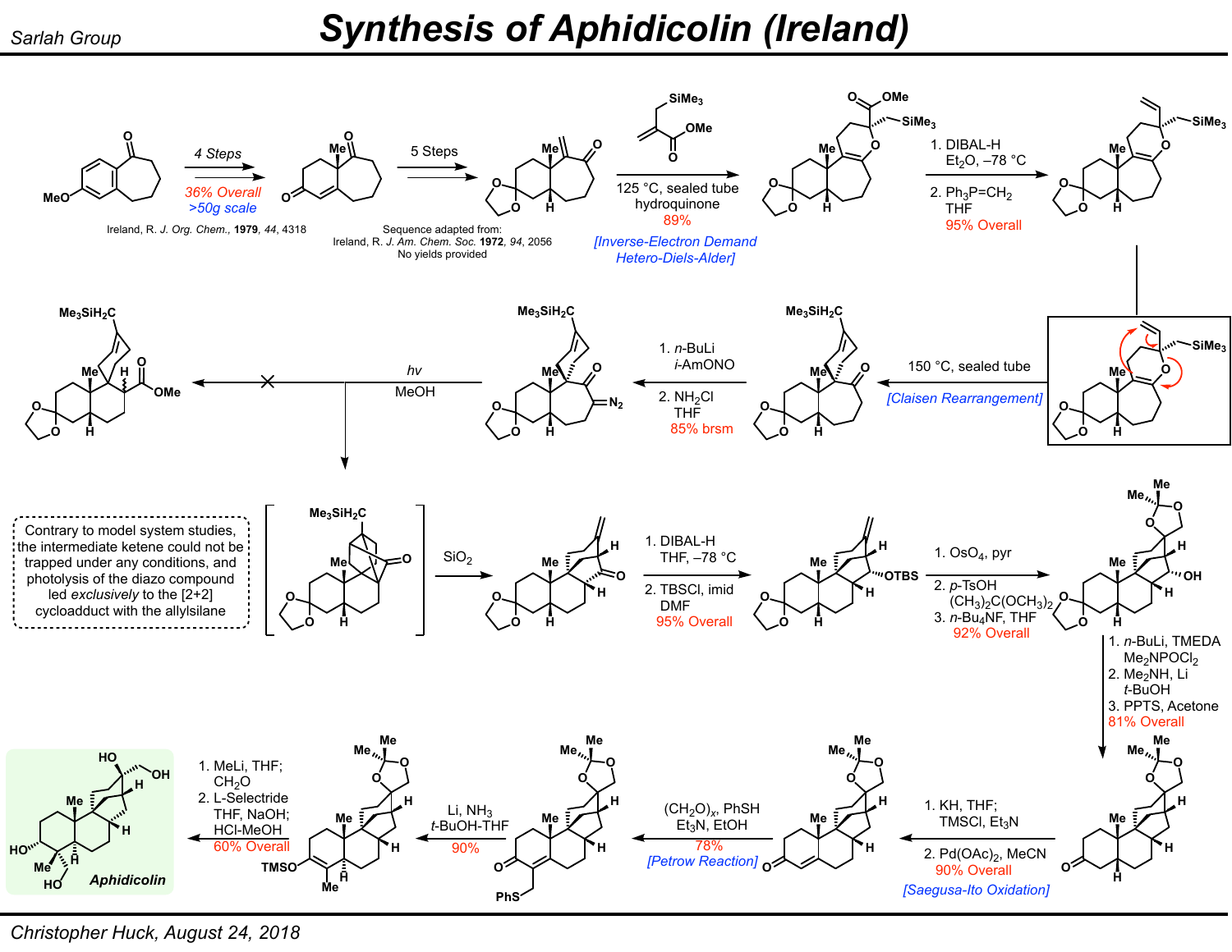Sarlah Group

# Synthesis of Aphidicolin (Ireland)

4 Steps

36% Overall

>50g scale

Ireland, R. *J. Org. Chem.*, **1979**, *44*, 4318

5 Steps

Sequence adapted from:
Ireland, R. *J. Am. Chem. Soc.* **1972**, *94*, 2056
No yields provided

125 °C, sealed tube
hydroquinone
89%

[Inverse-Electron Demand Hetero-Diels-Alder]

1. DIBAL-H $Et_2O$, –78 °C
2. $Ph_3P{=}CH_2$ THF
95% Overall

150 °C, sealed tube
[Claisen Rearrangement]

1. *n*-BuLi *i*-AmONO
2. $NH_2Cl$ THF
85% brsm

*hv*
MeOH

Contrary to model system studies, the intermediate ketene could not be trapped under any conditions, and photolysis of the diazo compound led *exclusively* to the [2+2] cycloadduct with the allylsilane

$SiO_2$

1. DIBAL-H THF, –78 °C
2. TBSCl, imid DMF
95% Overall

1. $OsO_4$, pyr
2. *p*-TsOH $(CH_3)_2C(OCH_3)_2$
3. *n*-$Bu_4NF$, THF
92% Overall

1. *n*-BuLi, TMEDA $Me_2NPOCl_2$
2. $Me_2NH$, Li *t*-BuOH
3. PPTS, Acetone
81% Overall

1. KH, THF; TMSCl, $Et_3N$
2. $Pd(OAc)_2$, MeCN
90% Overall
[Saegusa-Ito Oxidation]

$(CH_2O)_x$, PhSH $Et_3N$, EtOH
78%
[Petrow Reaction]

Li, $NH_3$ *t*-BuOH-THF
90%

1. MeLi, THF; $CH_2O$
2. L-Selectride THF, NaOH; HCl-MeOH
60% Overall

**Aphidicolin**

Christopher Huck, August 24, 2018